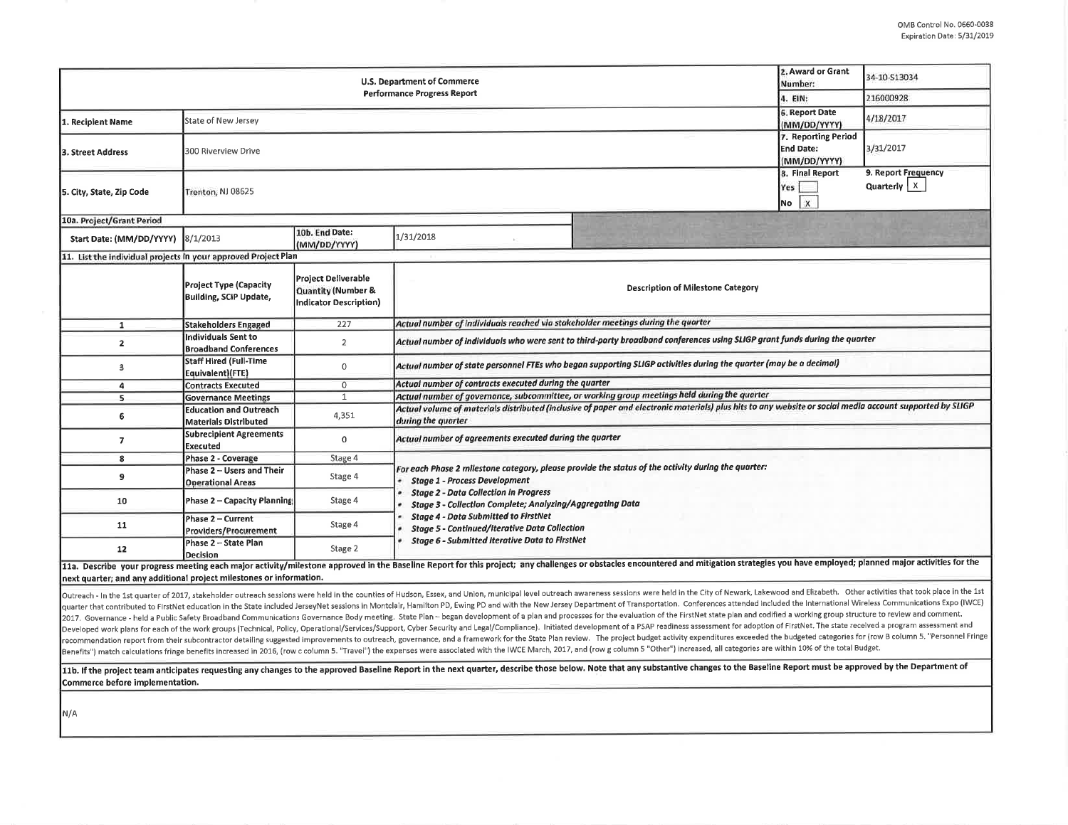OMB Control No. 0660-0038
Expiration Date: 5/31/2019

| U.S. Department of Commerce<br>Performance Progress Report | | | | 2. Award or Grant Number: | 34-10-S13034 |
|---|---|---|---|---|---|
| | | | | 4. EIN: | 216000928 |
| 1. Recipient Name | State of New Jersey | | | 6. Report Date (MM/DD/YYYY) | 4/18/2017 |
| 3. Street Address | 300 Riverview Drive | | | 7. Reporting Period End Date: (MM/DD/YYYY) | 3/31/2017 |
| 5. City, State, Zip Code | Trenton, NJ 08625 | | | 8. Final Report<br>Yes [ ]<br>No [X] | 9. Report Frequency<br>Quarterly [X] |
| 10a. Project/Grant Period | | | | | |
| Start Date: (MM/DD/YYYY) | 8/1/2013 | 10b. End Date: (MM/DD/YYYY) | 1/31/2018 | | |

**11. List the individual projects in your approved Project Plan**

| | Project Type (Capacity Building, SCIP Update, | Project Deliverable Quantity (Number & Indicator Description) | Description of Milestone Category |
|---|---|---|---|
| 1 | Stakeholders Engaged | 227 | *Actual number of individuals reached via stakeholder meetings during the quarter* |
| 2 | Individuals Sent to Broadband Conferences | 2 | *Actual number of individuals who were sent to third-party broadband conferences using SLIGP grant funds during the quarter* |
| 3 | Staff Hired (Full-Time Equivalent)(FTE) | 0 | *Actual number of state personnel FTEs who began supporting SLIGP activities during the quarter (may be a decimal)* |
| 4 | Contracts Executed | 0 | *Actual number of contracts executed during the quarter* |
| 5 | Governance Meetings | 1 | *Actual number of governance, subcommittee, or working group meetings held during the quarter* |
| 6 | Education and Outreach Materials Distributed | 4,351 | *Actual volume of materials distributed (inclusive of paper and electronic materials) plus hits to any website or social media account supported by SLIGP during the quarter* |
| 7 | Subrecipient Agreements Executed | 0 | *Actual number of agreements executed during the quarter* |
| 8 | Phase 2 - Coverage | Stage 4 | *For each Phase 2 milestone category, please provide the status of the activity during the quarter:*<br>• *Stage 1 - Process Development*<br>• *Stage 2 - Data Collection in Progress*<br>• *Stage 3 - Collection Complete; Analyzing/Aggregating Data*<br>• *Stage 4 - Data Submitted to FirstNet*<br>• *Stage 5 - Continued/Iterative Data Collection*<br>• *Stage 6 - Submitted Iterative Data to FirstNet* |
| 9 | Phase 2 – Users and Their Operational Areas | Stage 4 | |
| 10 | Phase 2 – Capacity Planning | Stage 4 | |
| 11 | Phase 2 – Current Providers/Procurement | Stage 4 | |
| 12 | Phase 2 – State Plan Decision | Stage 2 | |

**11a. Describe your progress meeting each major activity/milestone approved in the Baseline Report for this project; any challenges or obstacles encountered and mitigation strategies you have employed; planned major activities for the next quarter; and any additional project milestones or information.**

Outreach - In the 1st quarter of 2017, stakeholder outreach sessions were held in the counties of Hudson, Essex, and Union, municipal level outreach awareness sessions were held in the City of Newark, Lakewood and Elizabeth. Other activities that took place in the 1st quarter that contributed to FirstNet education in the State included JerseyNet sessions in Montclair, Hamilton PD, Ewing PD and with the New Jersey Department of Transportation. Conferences attended included the International Wireless Communications Expo (IWCE) 2017. Governance - held a Public Safety Broadband Communications Governance Body meeting. State Plan – began development of a plan and processes for the evaluation of the FirstNet state plan and codified a working group structure to review and comment. Developed work plans for each of the work groups (Technical, Policy, Operational/Services/Support, Cyber Security and Legal/Compliance). Initiated development of a PSAP readiness assessment for adoption of FirstNet. The state received a program assessment and recommendation report from their subcontractor detailing suggested improvements to outreach, governance, and a framework for the State Plan review. The project budget activity expenditures exceeded the budgeted categories for (row B column 5. "Personnel Fringe Benefits") match calculations fringe benefits increased in 2016, (row c column 5. "Travel") the expenses were associated with the IWCE March, 2017, and (row g column 5 "Other") increased, all categories are within 10% of the total Budget.

**11b. If the project team anticipates requesting any changes to the approved Baseline Report in the next quarter, describe those below. Note that any substantive changes to the Baseline Report must be approved by the Department of Commerce before implementation.**

N/A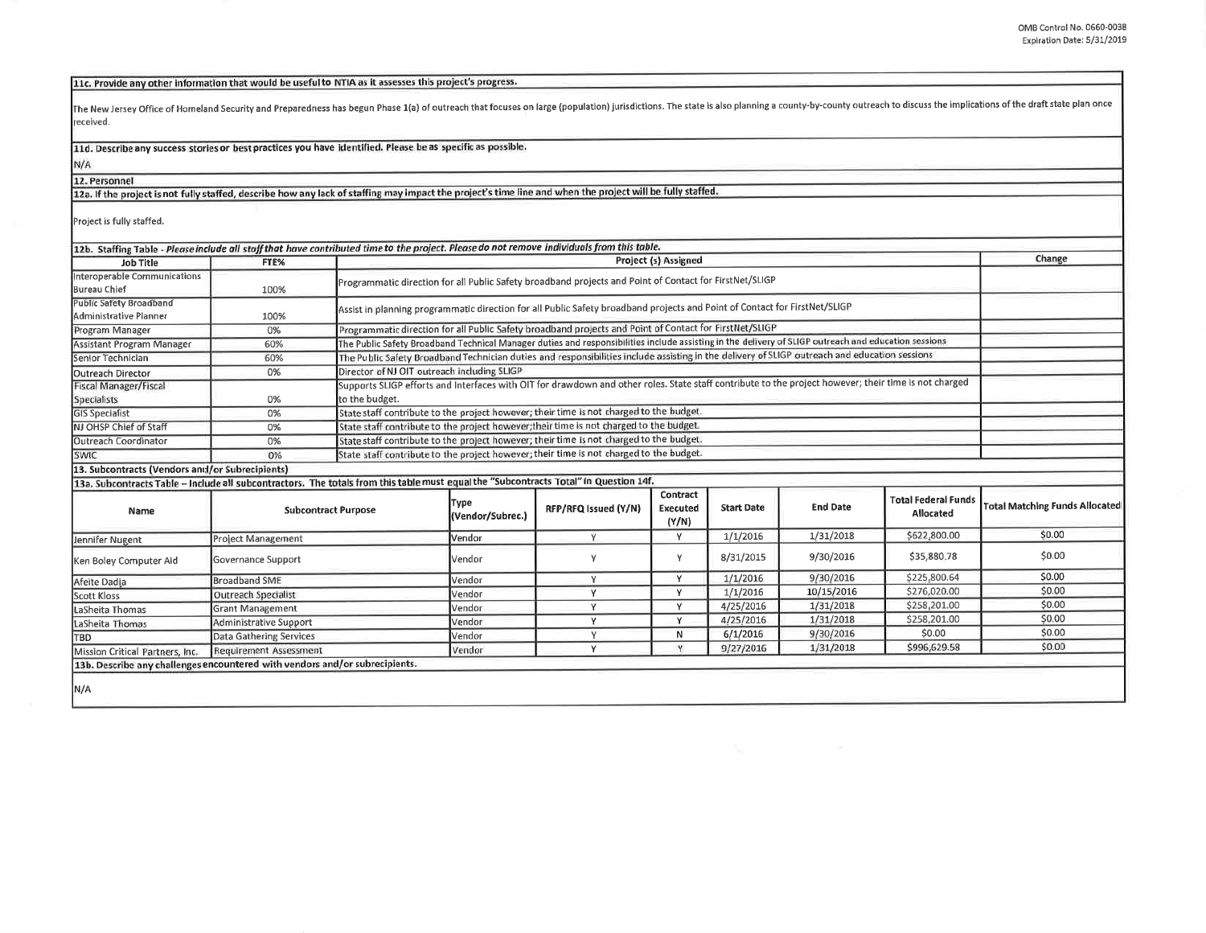**11c. Provide any other information that would be useful to NTIA as it assesses this project's progress.**

The New Jersey Office of Homeland Security and Preparedness has begun Phase 1(a) of outreach that focuses on large (population) jurisdictions. The state is also planning a county-by-county outreach to discuss the implications of the draft state plan once received.

**11d. Describe any success stories or best practices you have identified. Please be as specific as possible.**

N/A

**12. Personnel**

**12a. If the project is not fully staffed, describe how any lack of staffing may impact the project's time line and when the project will be fully staffed.**

Project is fully staffed.

**12b. Staffing Table - *Please include all staff that have contributed time to the project. Please do not remove individuals from this table.***

| Job Title | FTE% | Project (s) Assigned | Change |
|---|---|---|---|
| Interoperable Communications Bureau Chief | 100% | Programmatic direction for all Public Safety broadband projects and Point of Contact for FirstNet/SLIGP | |
| Public Safety Broadband Administrative Planner | 100% | Assist in planning programmatic direction for all Public Safety broadband projects and Point of Contact for FirstNet/SLIGP | |
| Program Manager | 0% | Programmatic direction for all Public Safety broadband projects and Point of Contact for FirstNet/SLIGP | |
| Assistant Program Manager | 60% | The Public Safety Broadband Technical Manager duties and responsibilities include assisting in the delivery of SLIGP outreach and education sessions | |
| Senior Technician | 60% | The Public Safety Broadband Technician duties and responsibilities include assisting in the delivery of SLIGP outreach and education sessions | |
| Outreach Director | 0% | Director of NJ OIT outreach including SLIGP | |
| Fiscal Manager/Fiscal Specialists | 0% | Supports SLIGP efforts and Interfaces with OIT for drawdown and other roles. State staff contribute to the project however; their time is not charged to the budget. | |
| GIS Specialist | 0% | State staff contribute to the project however; their time is not charged to the budget. | |
| NJ OHSP Chief of Staff | 0% | State staff contribute to the project however;their time is not charged to the budget. | |
| Outreach Coordinator | 0% | State staff contribute to the project however; their time is not charged to the budget. | |
| SWIC | 0% | State staff contribute to the project however; their time is not charged to the budget. | |

**13. Subcontracts (Vendors and/or Subrecipients)**

**13a. Subcontracts Table – Include all subcontractors. The totals from this table must equal the "Subcontracts Total" in Question 14f.**

| Name | Subcontract Purpose | Type (Vendor/Subrec.) | RFP/RFQ Issued (Y/N) | Contract Executed (Y/N) | Start Date | End Date | Total Federal Funds Allocated | Total Matching Funds Allocated |
|---|---|---|---|---|---|---|---|---|
| Jennifer Nugent | Project Management | Vendor | Y | Y | 1/1/2016 | 1/31/2018 | $622,800.00 | $0.00 |
| Ken Boley Computer Aid | Governance Support | Vendor | Y | Y | 8/31/2015 | 9/30/2016 | $35,880.78 | $0.00 |
| Afeite Dadja | Broadband SME | Vendor | Y | Y | 1/1/2016 | 9/30/2016 | $225,800.64 | $0.00 |
| Scott Kloss | Outreach Specialist | Vendor | Y | Y | 1/1/2016 | 10/15/2016 | $276,020.00 | $0.00 |
| LaSheita Thomas | Grant Management | Vendor | Y | Y | 4/25/2016 | 1/31/2018 | $258,201.00 | $0.00 |
| LaSheita Thomas | Administrative Support | Vendor | Y | Y | 4/25/2016 | 1/31/2018 | $258,201.00 | $0.00 |
| TBD | Data Gathering Services | Vendor | Y | N | 6/1/2016 | 9/30/2016 | $0.00 | $0.00 |
| Mission Critical Partners, Inc. | Requirement Assessment | Vendor | Y | Y | 9/27/2016 | 1/31/2018 | $996,629.58 | $0.00 |

**13b. Describe any challenges encountered with vendors and/or subrecipients.**

N/A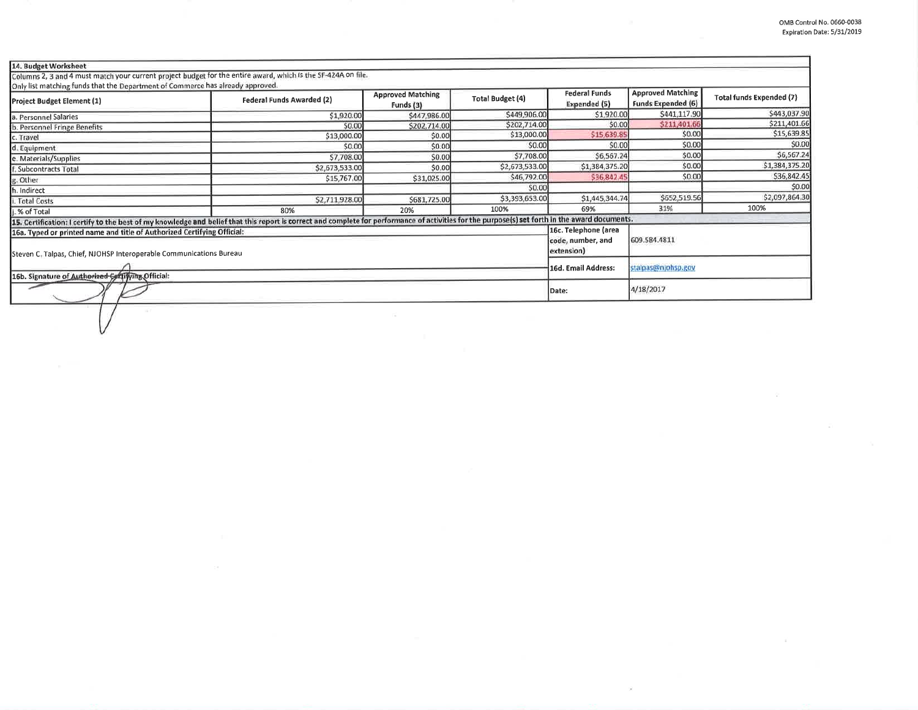OMB Control No. 0660-0038
Expiration Date: 5/31/2019

**14. Budget Worksheet**

Columns 2, 3 and 4 must match your current project budget for the entire award, which is the SF-424A on file.
Only list matching funds that the Department of Commerce has already approved.

| Project Budget Element (1) | Federal Funds Awarded (2) | Approved Matching Funds (3) | Total Budget (4) | Federal Funds Expended (5) | Approved Matching Funds Expended (6) | Total funds Expended (7) |
|---|---|---|---|---|---|---|
| a. Personnel Salaries | $1,920.00 | $447,986.00 | $449,906.00 | $1,920.00 | $441,117.90 | $443,037.90 |
| b. Personnel Fringe Benefits | $0.00 | $202,714.00 | $202,714.00 | $0.00 | $211,401.66 | $211,401.66 |
| c. Travel | $13,000.00 | $0.00 | $13,000.00 | $15,639.85 | $0.00 | $15,639.85 |
| d. Equipment | $0.00 | $0.00 | $0.00 | $0.00 | $0.00 | $0.00 |
| e. Materials/Supplies | $7,708.00 | $0.00 | $7,708.00 | $6,567.24 | $0.00 | $6,567.24 |
| f. Subcontracts Total | $2,673,533.00 | $0.00 | $2,673,533.00 | $1,384,375.20 | $0.00 | $1,384,375.20 |
| g. Other | $15,767.00 | $31,025.00 | $46,792.00 | $36,842.45 | $0.00 | $36,842.45 |
| h. Indirect | | | $0.00 | | | $0.00 |
| i. Total Costs | $2,711,928.00 | $681,725.00 | $3,393,653.00 | $1,445,344.74 | $652,519.56 | $2,097,864.30 |
| j. % of Total | 80% | 20% | 100% | 69% | 31% | 100% |

**15. Certification: I certify to the best of my knowledge and belief that this report is correct and complete for performance of activities for the purpose(s) set forth in the award documents.**

| | | |
|---|---|---|
| **16a. Typed or printed name and title of Authorized Certifying Official:** Steven C. Talpas, Chief, NJOHSP Interoperable Communications Bureau | 16c. Telephone (area code, number, and extension) | 609.584.4811 |
| **16b. Signature of Authorized Certifying Official:** | 16d. Email Address: | stalpas@njohsp.gov |
| | Date: | 4/18/2017 |